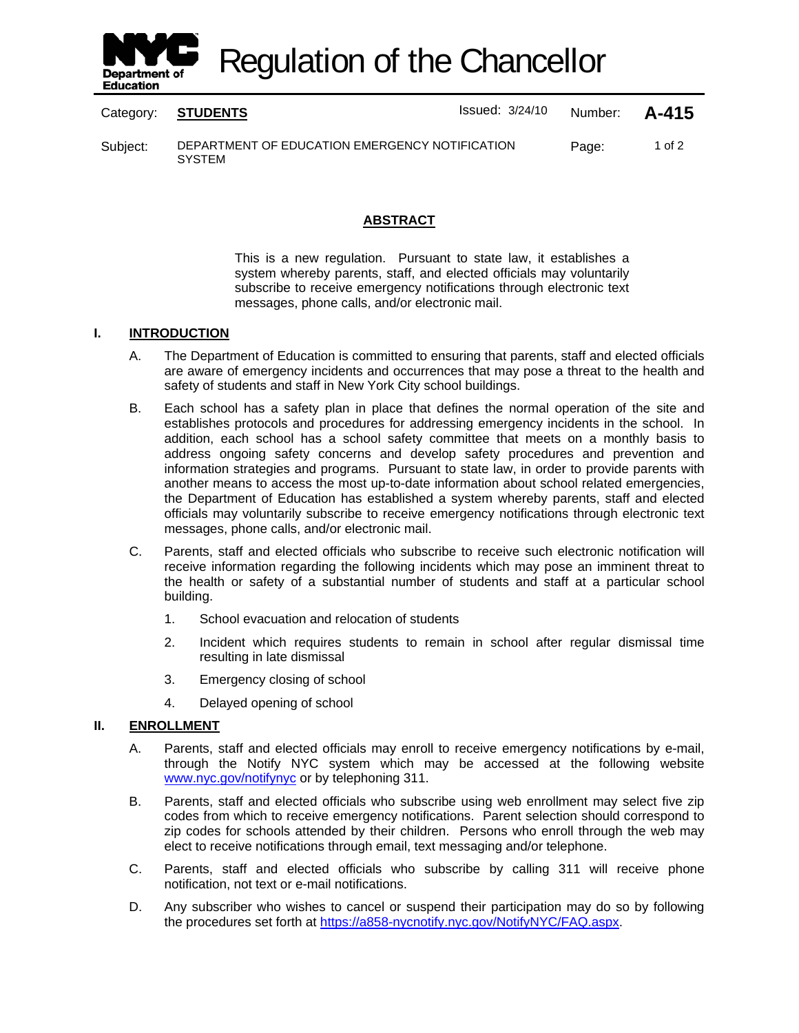# Regulation of the Chancellor

Category: **STUDENTS** | Issued: 3/24/10 | Number: **A-415**

Subject: DEPARTMENT OF EDUCATION EMERGENCY NOTIFICATION SYSTEM

## ABSTRACT

This is a new regulation. Pursuant to state law, it establishes a system whereby parents, staff, and elected officials may voluntarily subscribe to receive emergency notifications through electronic text messages, phone calls, and/or electronic mail.

## I. INTRODUCTION

A. The Department of Education is committed to ensuring that parents, staff and elected officials are aware of emergency incidents and occurrences that may pose a threat to the health and safety of students and staff in New York City school buildings.

B. Each school has a safety plan in place that defines the normal operation of the site and establishes protocols and procedures for addressing emergency incidents in the school. In addition, each school has a school safety committee that meets on a monthly basis to address ongoing safety concerns and develop safety procedures and prevention and information strategies and programs. Pursuant to state law, in order to provide parents with another means to access the most up-to-date information about school related emergencies, the Department of Education has established a system whereby parents, staff and elected officials may voluntarily subscribe to receive emergency notifications through electronic text messages, phone calls, and/or electronic mail.

C. Parents, staff and elected officials who subscribe to receive such electronic notification will receive information regarding the following incidents which may pose an imminent threat to the health or safety of a substantial number of students and staff at a particular school building.

1. School evacuation and relocation of students
2. Incident which requires students to remain in school after regular dismissal time resulting in late dismissal
3. Emergency closing of school
4. Delayed opening of school

## II. ENROLLMENT

A. Parents, staff and elected officials may enroll to receive emergency notifications by e-mail, through the Notify NYC system which may be accessed at the following website www.nyc.gov/notifynyc or by telephoning 311.

B. Parents, staff and elected officials who subscribe using web enrollment may select five zip codes from which to receive emergency notifications. Parent selection should correspond to zip codes for schools attended by their children. Persons who enroll through the web may elect to receive notifications through email, text messaging and/or telephone.

C. Parents, staff and elected officials who subscribe by calling 311 will receive phone notification, not text or e-mail notifications.

D. Any subscriber who wishes to cancel or suspend their participation may do so by following the procedures set forth at https://a858-nycnotify.nyc.gov/NotifyNYC/FAQ.aspx.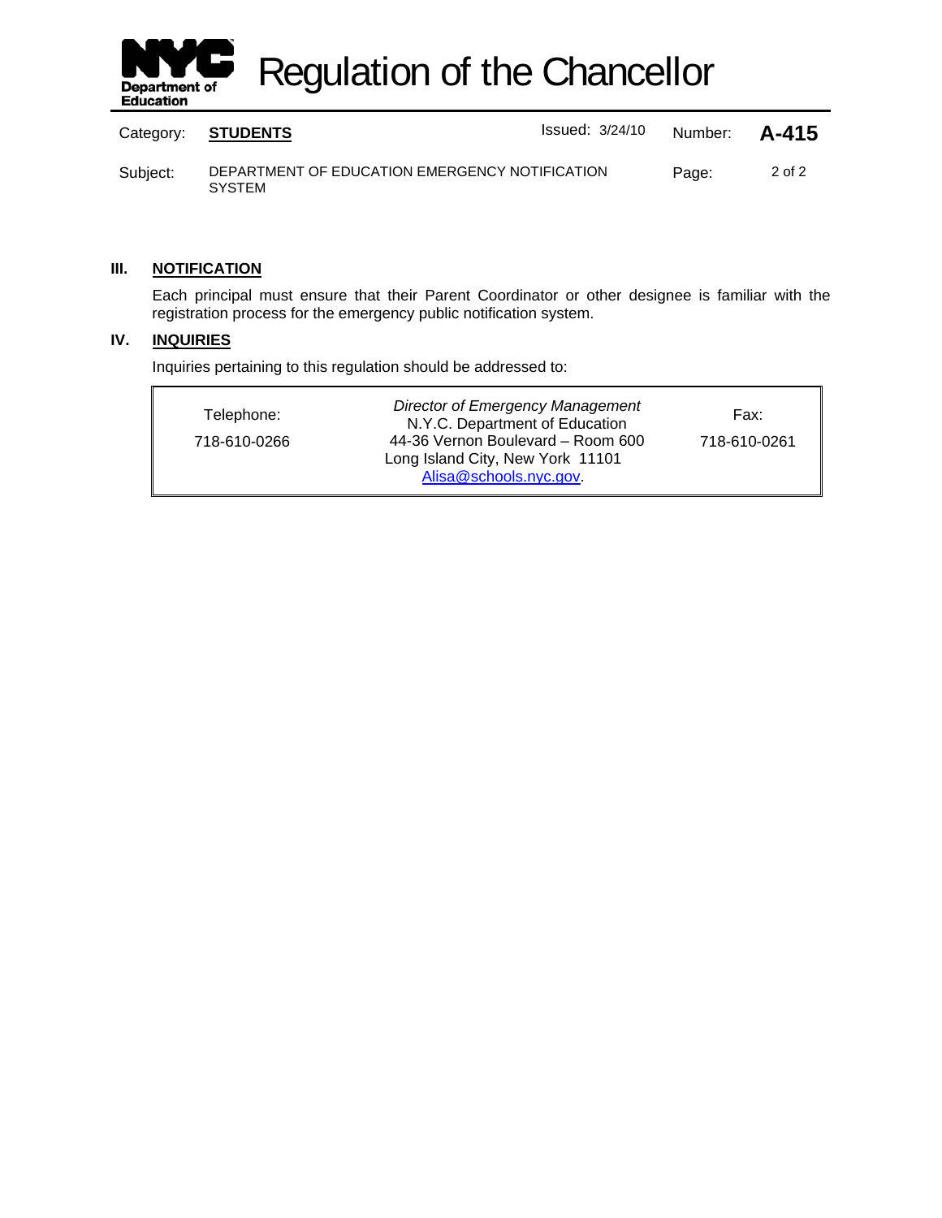## III. NOTIFICATION

Each principal must ensure that their Parent Coordinator or other designee is familiar with the registration process for the emergency public notification system.

## IV. INQUIRIES

Inquiries pertaining to this regulation should be addressed to:

| Telephone: | *Director of Emergency Management* | Fax: |
|---|---|---|
| 718-610-0266 | N.Y.C. Department of Education<br>44-36 Vernon Boulevard – Room 600<br>Long Island City, New York 11101<br>Alisa@schools.nyc.gov. | 718-610-0261 |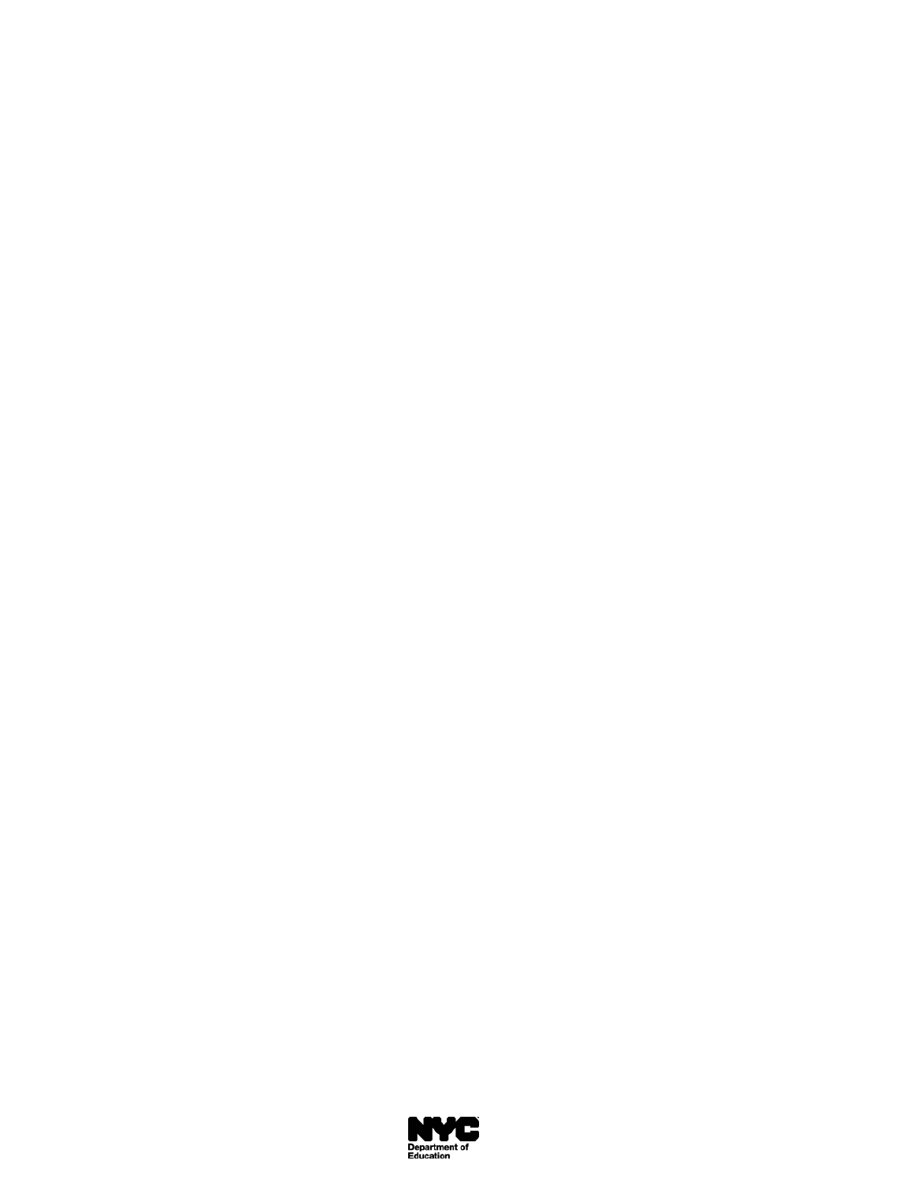NYC
Department of Education